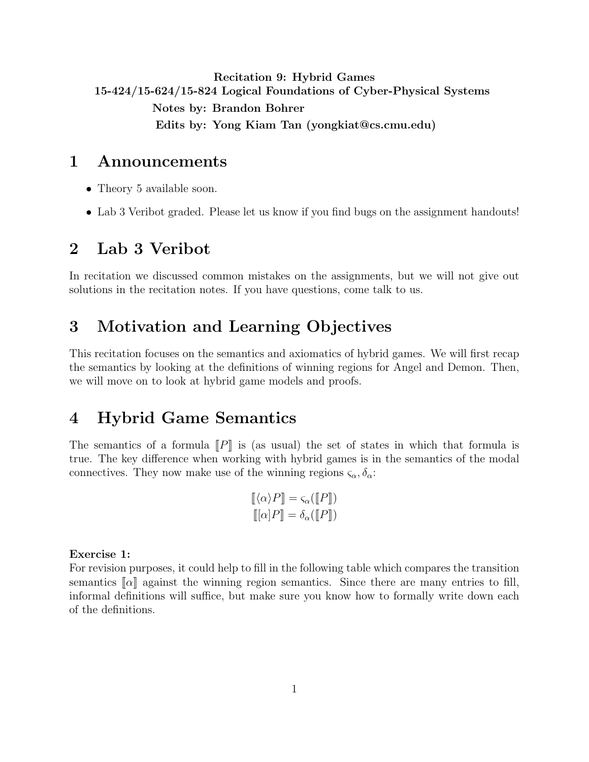**Recitation 9: Hybrid Games**
**15-424/15-624/15-824 Logical Foundations of Cyber-Physical Systems**
**Notes by: Brandon Bohrer**
**Edits by: Yong Kiam Tan (yongkiat@cs.cmu.edu)**

# 1 Announcements

- Theory 5 available soon.
- Lab 3 Veribot graded. Please let us know if you find bugs on the assignment handouts!

# 2 Lab 3 Veribot

In recitation we discussed common mistakes on the assignments, but we will not give out solutions in the recitation notes. If you have questions, come talk to us.

# 3 Motivation and Learning Objectives

This recitation focuses on the semantics and axiomatics of hybrid games. We will first recap the semantics by looking at the definitions of winning regions for Angel and Demon. Then, we will move on to look at hybrid game models and proofs.

# 4 Hybrid Game Semantics

The semantics of a formula $[\![P]\!]$ is (as usual) the set of states in which that formula is true. The key difference when working with hybrid games is in the semantics of the modal connectives. They now make use of the winning regions $\varsigma_\alpha, \delta_\alpha$:

$$[\![\langle\alpha\rangle P]\!] = \varsigma_\alpha([\![P]\!])$$
$$[\![[\alpha]P]\!] = \delta_\alpha([\![P]\!])$$

**Exercise 1:**
For revision purposes, it could help to fill in the following table which compares the transition semantics $[\![\alpha]\!]$ against the winning region semantics. Since there are many entries to fill, informal definitions will suffice, but make sure you know how to formally write down each of the definitions.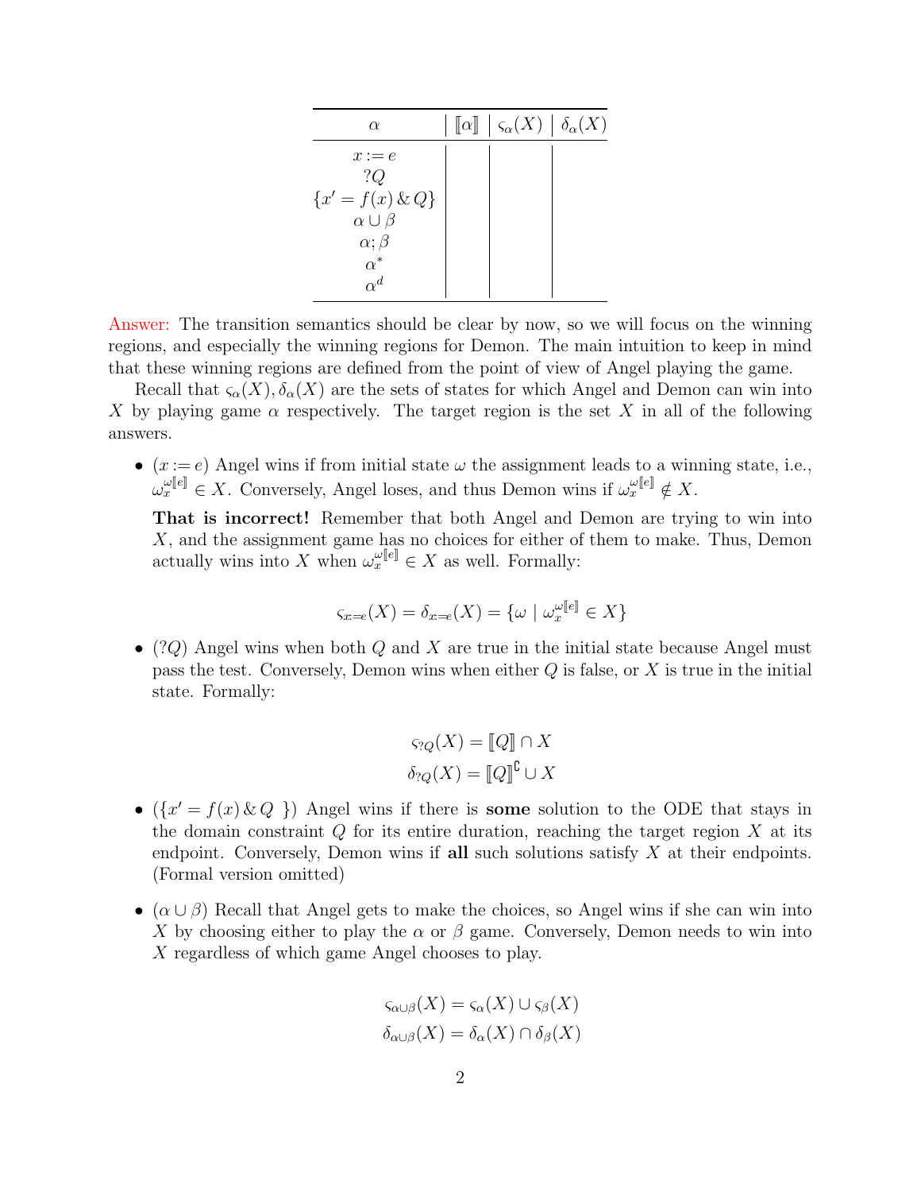| $\alpha$ | $[\![\alpha]\!]$ | $\varsigma_\alpha(X)$ | $\delta_\alpha(X)$ |
|---|---|---|---|
| $x := e$ | | | |
| $?Q$ | | | |
| $\{x' = f(x) \,\&\, Q\}$ | | | |
| $\alpha \cup \beta$ | | | |
| $\alpha;\beta$ | | | |
| $\alpha^*$ | | | |
| $\alpha^d$ | | | |

Answer: The transition semantics should be clear by now, so we will focus on the winning regions, and especially the winning regions for Demon. The main intuition to keep in mind that these winning regions are defined from the point of view of Angel playing the game.

Recall that $\varsigma_\alpha(X), \delta_\alpha(X)$ are the sets of states for which Angel and Demon can win into $X$ by playing game $\alpha$ respectively. The target region is the set $X$ in all of the following answers.

- ($x := e$) Angel wins if from initial state $\omega$ the assignment leads to a winning state, i.e., $\omega_x^{\omega[\![e]\!]} \in X$. Conversely, Angel loses, and thus Demon wins if $\omega_x^{\omega[\![e]\!]} \notin X$.

  **That is incorrect!** Remember that both Angel and Demon are trying to win into $X$, and the assignment game has no choices for either of them to make. Thus, Demon actually wins into $X$ when $\omega_x^{\omega[\![e]\!]} \in X$ as well. Formally:

  $$\varsigma_{x:=e}(X) = \delta_{x:=e}(X) = \{\omega \mid \omega_x^{\omega[\![e]\!]} \in X\}$$

- ($?Q$) Angel wins when both $Q$ and $X$ are true in the initial state because Angel must pass the test. Conversely, Demon wins when either $Q$ is false, or $X$ is true in the initial state. Formally:

  $$\varsigma_{?Q}(X) = [\![Q]\!] \cap X$$
  $$\delta_{?Q}(X) = [\![Q]\!]^\complement \cup X$$

- ($\{x' = f(x) \,\&\, Q\}$) Angel wins if there is **some** solution to the ODE that stays in the domain constraint $Q$ for its entire duration, reaching the target region $X$ at its endpoint. Conversely, Demon wins if **all** such solutions satisfy $X$ at their endpoints. (Formal version omitted)

- ($\alpha \cup \beta$) Recall that Angel gets to make the choices, so Angel wins if she can win into $X$ by choosing either to play the $\alpha$ or $\beta$ game. Conversely, Demon needs to win into $X$ regardless of which game Angel chooses to play.

  $$\varsigma_{\alpha\cup\beta}(X) = \varsigma_\alpha(X) \cup \varsigma_\beta(X)$$
  $$\delta_{\alpha\cup\beta}(X) = \delta_\alpha(X) \cap \delta_\beta(X)$$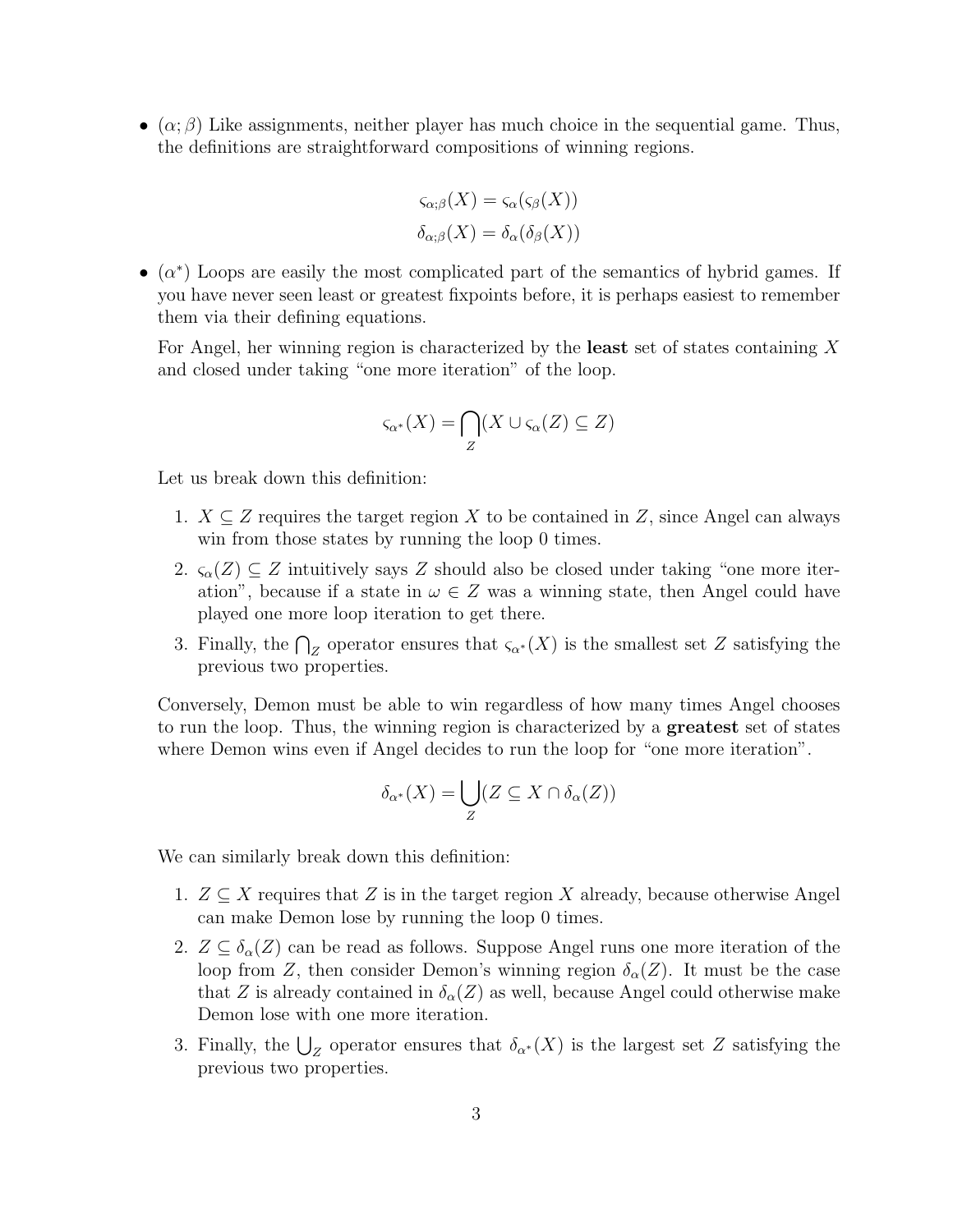- $(\alpha; \beta)$ Like assignments, neither player has much choice in the sequential game. Thus, the definitions are straightforward compositions of winning regions.

$$\varsigma_{\alpha;\beta}(X) = \varsigma_\alpha(\varsigma_\beta(X))$$
$$\delta_{\alpha;\beta}(X) = \delta_\alpha(\delta_\beta(X))$$

- $(\alpha^*)$ Loops are easily the most complicated part of the semantics of hybrid games. If you have never seen least or greatest fixpoints before, it is perhaps easiest to remember them via their defining equations.

  For Angel, her winning region is characterized by the **least** set of states containing $X$ and closed under taking "one more iteration" of the loop.

$$\varsigma_{\alpha^*}(X) = \bigcap_Z (X \cup \varsigma_\alpha(Z) \subseteq Z)$$

  Let us break down this definition:

  1. $X \subseteq Z$ requires the target region $X$ to be contained in $Z$, since Angel can always win from those states by running the loop 0 times.
  2. $\varsigma_\alpha(Z) \subseteq Z$ intuitively says $Z$ should also be closed under taking "one more iteration", because if a state in $\omega \in Z$ was a winning state, then Angel could have played one more loop iteration to get there.
  3. Finally, the $\bigcap_Z$ operator ensures that $\varsigma_{\alpha^*}(X)$ is the smallest set $Z$ satisfying the previous two properties.

  Conversely, Demon must be able to win regardless of how many times Angel chooses to run the loop. Thus, the winning region is characterized by a **greatest** set of states where Demon wins even if Angel decides to run the loop for "one more iteration".

$$\delta_{\alpha^*}(X) = \bigcup_Z (Z \subseteq X \cap \delta_\alpha(Z))$$

  We can similarly break down this definition:

  1. $Z \subseteq X$ requires that $Z$ is in the target region $X$ already, because otherwise Angel can make Demon lose by running the loop 0 times.
  2. $Z \subseteq \delta_\alpha(Z)$ can be read as follows. Suppose Angel runs one more iteration of the loop from $Z$, then consider Demon's winning region $\delta_\alpha(Z)$. It must be the case that $Z$ is already contained in $\delta_\alpha(Z)$ as well, because Angel could otherwise make Demon lose with one more iteration.
  3. Finally, the $\bigcup_Z$ operator ensures that $\delta_{\alpha^*}(X)$ is the largest set $Z$ satisfying the previous two properties.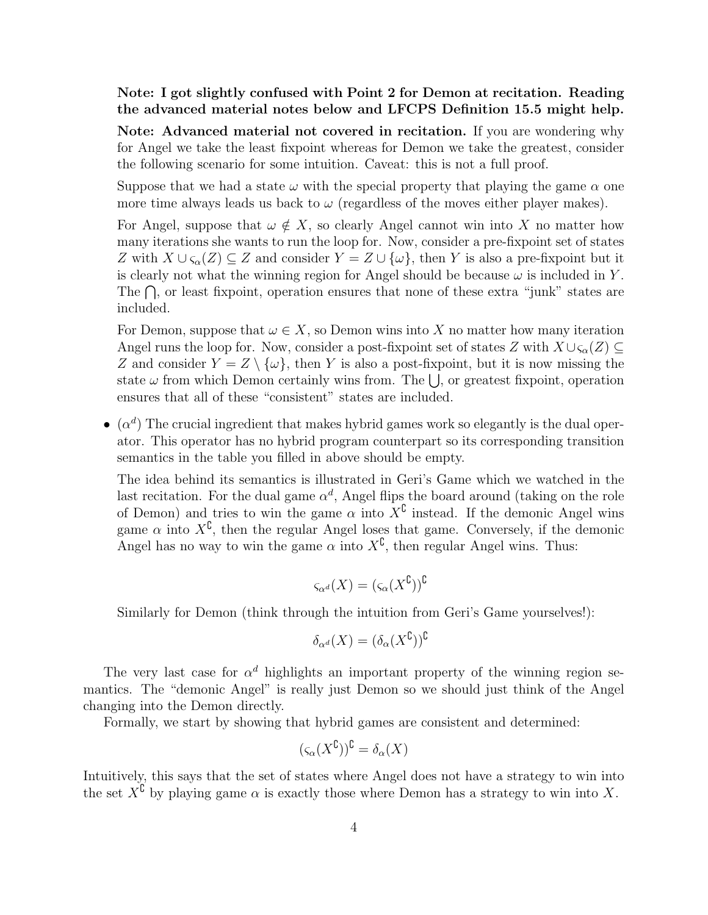**Note: I got slightly confused with Point 2 for Demon at recitation. Reading the advanced material notes below and LFCPS Definition 15.5 might help.**

**Note: Advanced material not covered in recitation.** If you are wondering why for Angel we take the least fixpoint whereas for Demon we take the greatest, consider the following scenario for some intuition. Caveat: this is not a full proof.

Suppose that we had a state $\omega$ with the special property that playing the game $\alpha$ one more time always leads us back to $\omega$ (regardless of the moves either player makes).

For Angel, suppose that $\omega \notin X$, so clearly Angel cannot win into $X$ no matter how many iterations she wants to run the loop for. Now, consider a pre-fixpoint set of states $Z$ with $X \cup \varsigma_\alpha(Z) \subseteq Z$ and consider $Y = Z \cup \{\omega\}$, then $Y$ is also a pre-fixpoint but it is clearly not what the winning region for Angel should be because $\omega$ is included in $Y$. The $\bigcap$, or least fixpoint, operation ensures that none of these extra "junk" states are included.

For Demon, suppose that $\omega \in X$, so Demon wins into $X$ no matter how many iteration Angel runs the loop for. Now, consider a post-fixpoint set of states $Z$ with $X \cup \varsigma_\alpha(Z) \subseteq Z$ and consider $Y = Z \setminus \{\omega\}$, then $Y$ is also a post-fixpoint, but it is now missing the state $\omega$ from which Demon certainly wins from. The $\bigcup$, or greatest fixpoint, operation ensures that all of these "consistent" states are included.

- ($\alpha^d$) The crucial ingredient that makes hybrid games work so elegantly is the dual operator. This operator has no hybrid program counterpart so its corresponding transition semantics in the table you filled in above should be empty.

  The idea behind its semantics is illustrated in Geri's Game which we watched in the last recitation. For the dual game $\alpha^d$, Angel flips the board around (taking on the role of Demon) and tries to win the game $\alpha$ into $X^\complement$ instead. If the demonic Angel wins game $\alpha$ into $X^\complement$, then the regular Angel loses that game. Conversely, if the demonic Angel has no way to win the game $\alpha$ into $X^\complement$, then regular Angel wins. Thus:

  $$\varsigma_{\alpha^d}(X) = (\varsigma_\alpha(X^\complement))^\complement$$

  Similarly for Demon (think through the intuition from Geri's Game yourselves!):

  $$\delta_{\alpha^d}(X) = (\delta_\alpha(X^\complement))^\complement$$

The very last case for $\alpha^d$ highlights an important property of the winning region semantics. The "demonic Angel" is really just Demon so we should just think of the Angel changing into the Demon directly.

Formally, we start by showing that hybrid games are consistent and determined:

$$(\varsigma_\alpha(X^\complement))^\complement = \delta_\alpha(X)$$

Intuitively, this says that the set of states where Angel does not have a strategy to win into the set $X^\complement$ by playing game $\alpha$ is exactly those where Demon has a strategy to win into $X$.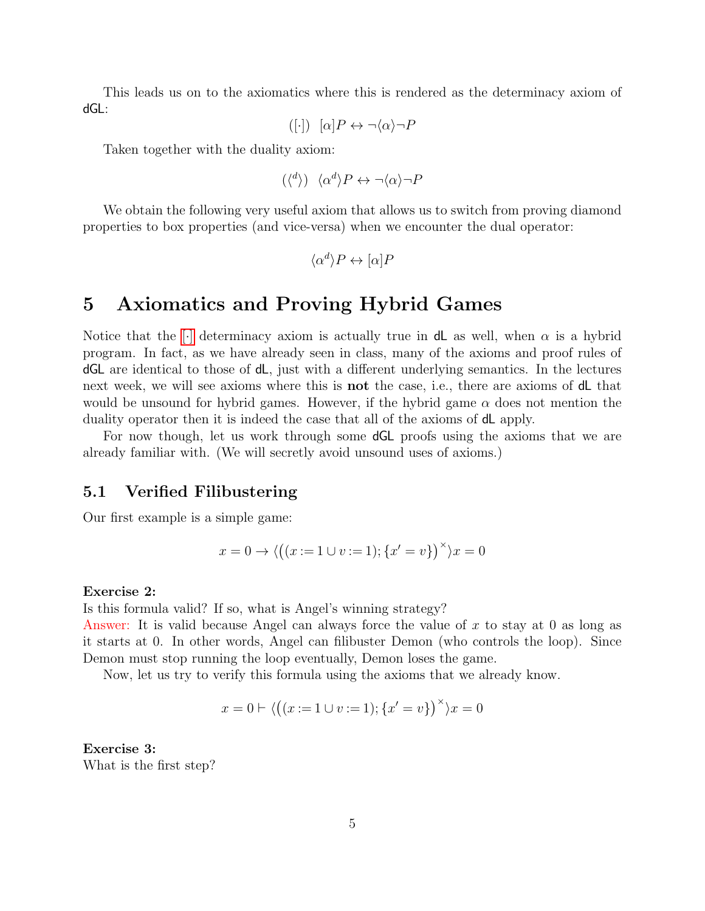This leads us on to the axiomatics where this is rendered as the determinacy axiom of dGL:

$$([\cdot]) \ \ [\alpha]P \leftrightarrow \neg\langle\alpha\rangle\neg P$$

Taken together with the duality axiom:

$$(\langle^d\rangle) \ \ \langle\alpha^d\rangle P \leftrightarrow \neg\langle\alpha\rangle\neg P$$

We obtain the following very useful axiom that allows us to switch from proving diamond properties to box properties (and vice-versa) when we encounter the dual operator:

$$\langle\alpha^d\rangle P \leftrightarrow [\alpha]P$$

# 5 Axiomatics and Proving Hybrid Games

Notice that the [·] determinacy axiom is actually true in dL as well, when $\alpha$ is a hybrid program. In fact, as we have already seen in class, many of the axioms and proof rules of dGL are identical to those of dL, just with a different underlying semantics. In the lectures next week, we will see axioms where this is **not** the case, i.e., there are axioms of dL that would be unsound for hybrid games. However, if the hybrid game $\alpha$ does not mention the duality operator then it is indeed the case that all of the axioms of dL apply.

For now though, let us work through some dGL proofs using the axioms that we are already familiar with. (We will secretly avoid unsound uses of axioms.)

## 5.1 Verified Filibustering

Our first example is a simple game:

$$x = 0 \rightarrow \langle\big((x := 1 \cup v := 1); \{x' = v\}\big)^{\times}\rangle x = 0$$

**Exercise 2:**
Is this formula valid? If so, what is Angel's winning strategy?
Answer: It is valid because Angel can always force the value of $x$ to stay at 0 as long as it starts at 0. In other words, Angel can filibuster Demon (who controls the loop). Since Demon must stop running the loop eventually, Demon loses the game.

Now, let us try to verify this formula using the axioms that we already know.

$$x = 0 \vdash \langle\big((x := 1 \cup v := 1); \{x' = v\}\big)^{\times}\rangle x = 0$$

**Exercise 3:**
What is the first step?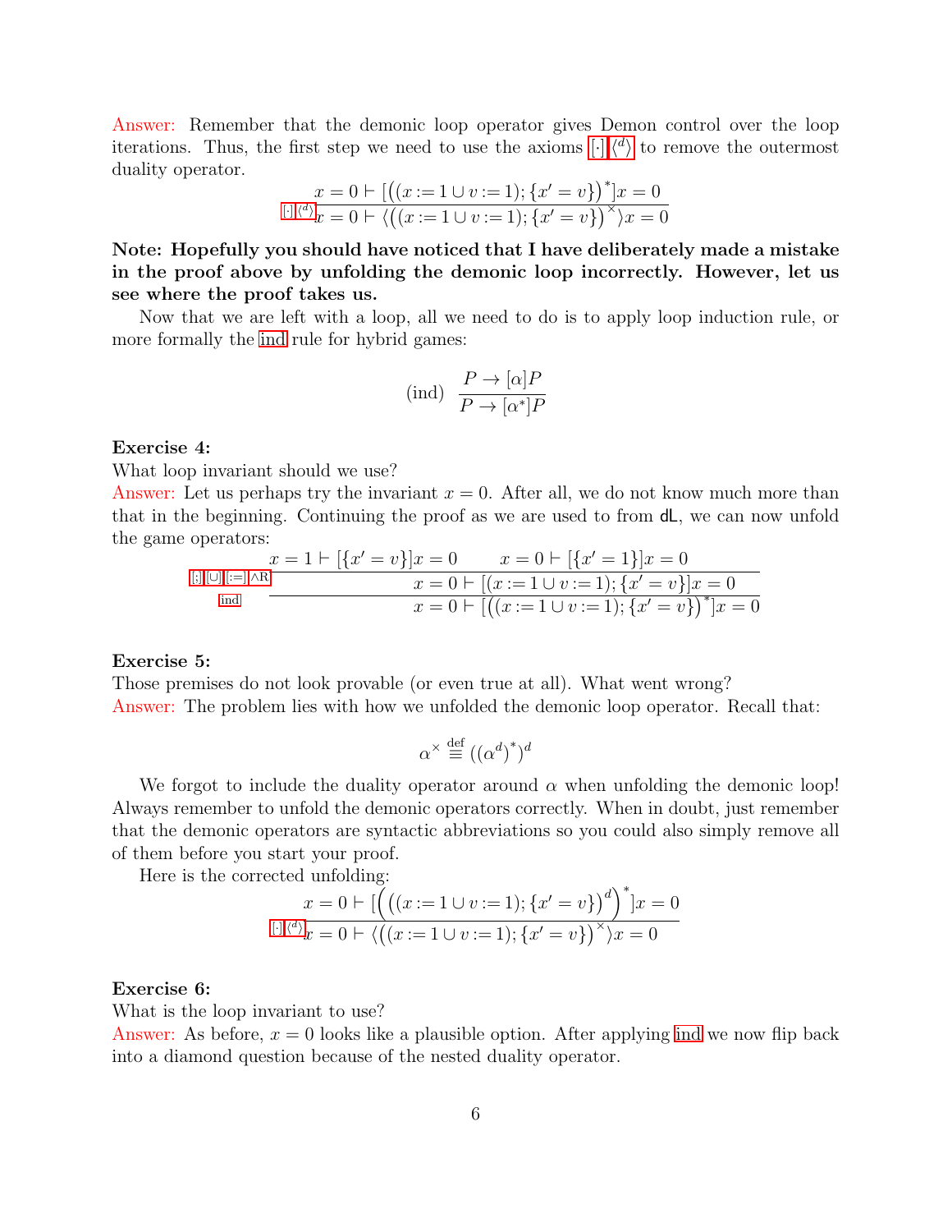Answer: Remember that the demonic loop operator gives Demon control over the loop iterations. Thus, the first step we need to use the axioms $[\cdot]$ $\langle^d\rangle$ to remove the outermost duality operator.

$$\dfrac{x = 0 \vdash [\big((x := 1 \cup v := 1); \{x' = v\}\big)^*]x = 0}{x = 0 \vdash \langle\big((x := 1 \cup v := 1); \{x' = v\}\big)^\times\rangle x = 0}\ [\cdot]\langle^d\rangle$$

**Note: Hopefully you should have noticed that I have deliberately made a mistake in the proof above by unfolding the demonic loop incorrectly. However, let us see where the proof takes us.**

Now that we are left with a loop, all we need to do is to apply loop induction rule, or more formally the ind rule for hybrid games:

$$(\text{ind})\ \dfrac{P \to [\alpha]P}{P \to [\alpha^*]P}$$

**Exercise 4:**

What loop invariant should we use?

Answer: Let us perhaps try the invariant $x = 0$. After all, we do not know much more than that in the beginning. Continuing the proof as we are used to from dL, we can now unfold the game operators:

$$\dfrac{\dfrac{x = 1 \vdash [\{x' = v\}]x = 0 \qquad x = 0 \vdash [\{x' = 1\}]x = 0}{x = 0 \vdash [(x := 1 \cup v := 1); \{x' = v\}]x = 0}\ [;][\cup][:=]\wedge\text{R}}{x = 0 \vdash [\big((x := 1 \cup v := 1); \{x' = v\}\big)^*]x = 0}\ \text{ind}$$

**Exercise 5:**

Those premises do not look provable (or even true at all). What went wrong?

Answer: The problem lies with how we unfolded the demonic loop operator. Recall that:

$$\alpha^\times \overset{\text{def}}{\equiv} ((\alpha^d)^*)^d$$

We forgot to include the duality operator around $\alpha$ when unfolding the demonic loop! Always remember to unfold the demonic operators correctly. When in doubt, just remember that the demonic operators are syntactic abbreviations so you could also simply remove all of them before you start your proof.

Here is the corrected unfolding:

$$\dfrac{x = 0 \vdash [\Big(\big((x := 1 \cup v := 1); \{x' = v\}\big)^d\Big)^*]x = 0}{x = 0 \vdash \langle\big((x := 1 \cup v := 1); \{x' = v\}\big)^\times\rangle x = 0}\ [\cdot]\langle^d\rangle$$

**Exercise 6:**

What is the loop invariant to use?

Answer: As before, $x = 0$ looks like a plausible option. After applying ind we now flip back into a diamond question because of the nested duality operator.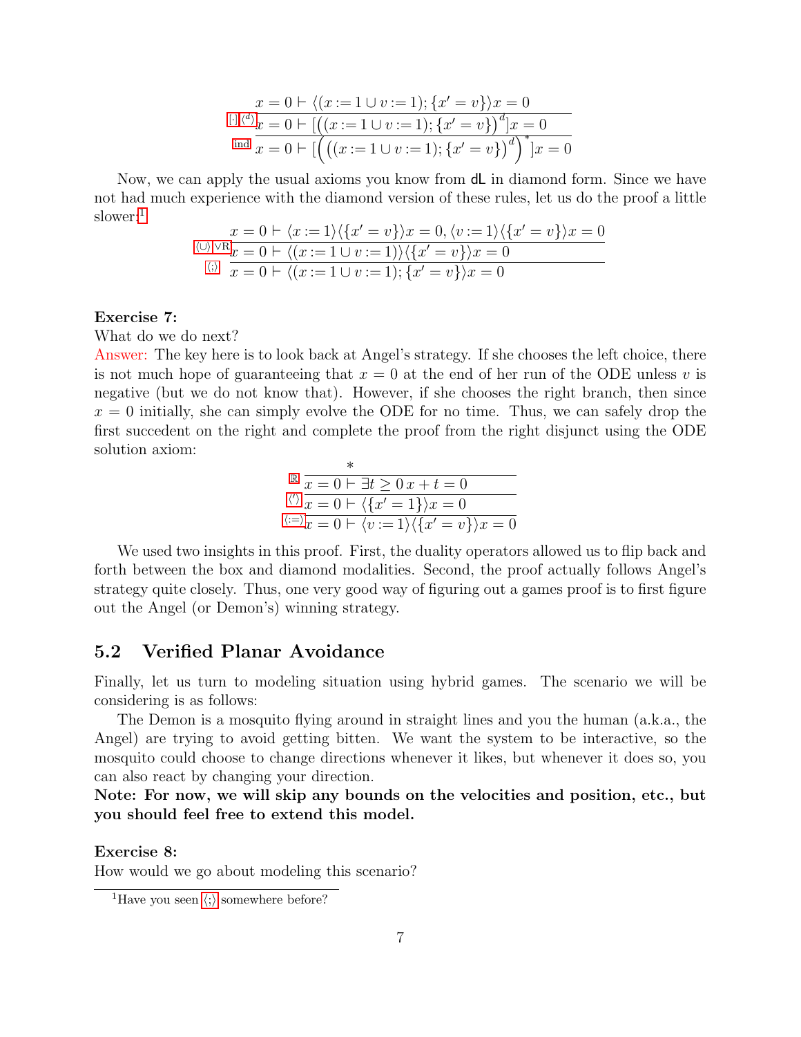$$\dfrac{\dfrac{x = 0 \vdash \langle (x := 1 \cup v := 1); \{x' = v\}\rangle x = 0}{x = 0 \vdash [\big((x := 1 \cup v := 1); \{x' = v\}\big)^d] x = 0}\,[\cdot]\langle^d\rangle}{x = 0 \vdash [\Big(\big((x := 1 \cup v := 1); \{x' = v\}\big)^d\Big)^*] x = 0}\,\text{ind}$$

Now, we can apply the usual axioms you know from dL in diamond form. Since we have not had much experience with the diamond version of these rules, let us do the proof a little slower:[1]

$$\dfrac{\dfrac{x = 0 \vdash \langle x := 1\rangle\langle\{x' = v\}\rangle x = 0, \langle v := 1\rangle\langle\{x' = v\}\rangle x = 0}{x = 0 \vdash \langle (x := 1 \cup v := 1)\rangle\langle\{x' = v\}\rangle x = 0}\,\langle\cup\rangle\vee\text{R}}{x = 0 \vdash \langle (x := 1 \cup v := 1); \{x' = v\}\rangle x = 0}\,\langle;\rangle$$

**Exercise 7:**

What do we do next?

Answer: The key here is to look back at Angel's strategy. If she chooses the left choice, there is not much hope of guaranteeing that $x = 0$ at the end of her run of the ODE unless $v$ is negative (but we do not know that). However, if she chooses the right branch, then since $x = 0$ initially, she can simply evolve the ODE for no time. Thus, we can safely drop the first succedent on the right and complete the proof from the right disjunct using the ODE solution axiom:

$$\dfrac{\dfrac{\dfrac{*}{x = 0 \vdash \exists t \geq 0\, x + t = 0}\,\mathbb{R}}{x = 0 \vdash \langle\{x' = 1\}\rangle x = 0}\,\langle'\rangle}{x = 0 \vdash \langle v := 1\rangle\langle\{x' = v\}\rangle x = 0}\,\langle:=\rangle$$

We used two insights in this proof. First, the duality operators allowed us to flip back and forth between the box and diamond modalities. Second, the proof actually follows Angel's strategy quite closely. Thus, one very good way of figuring out a games proof is to first figure out the Angel (or Demon's) winning strategy.

## 5.2 Verified Planar Avoidance

Finally, let us turn to modeling situation using hybrid games. The scenario we will be considering is as follows:

The Demon is a mosquito flying around in straight lines and you the human (a.k.a., the Angel) are trying to avoid getting bitten. We want the system to be interactive, so the mosquito could choose to change directions whenever it likes, but whenever it does so, you can also react by changing your direction.

**Note: For now, we will skip any bounds on the velocities and position, etc., but you should feel free to extend this model.**

**Exercise 8:**

How would we go about modeling this scenario?

[1] Have you seen $\langle;\rangle$ somewhere before?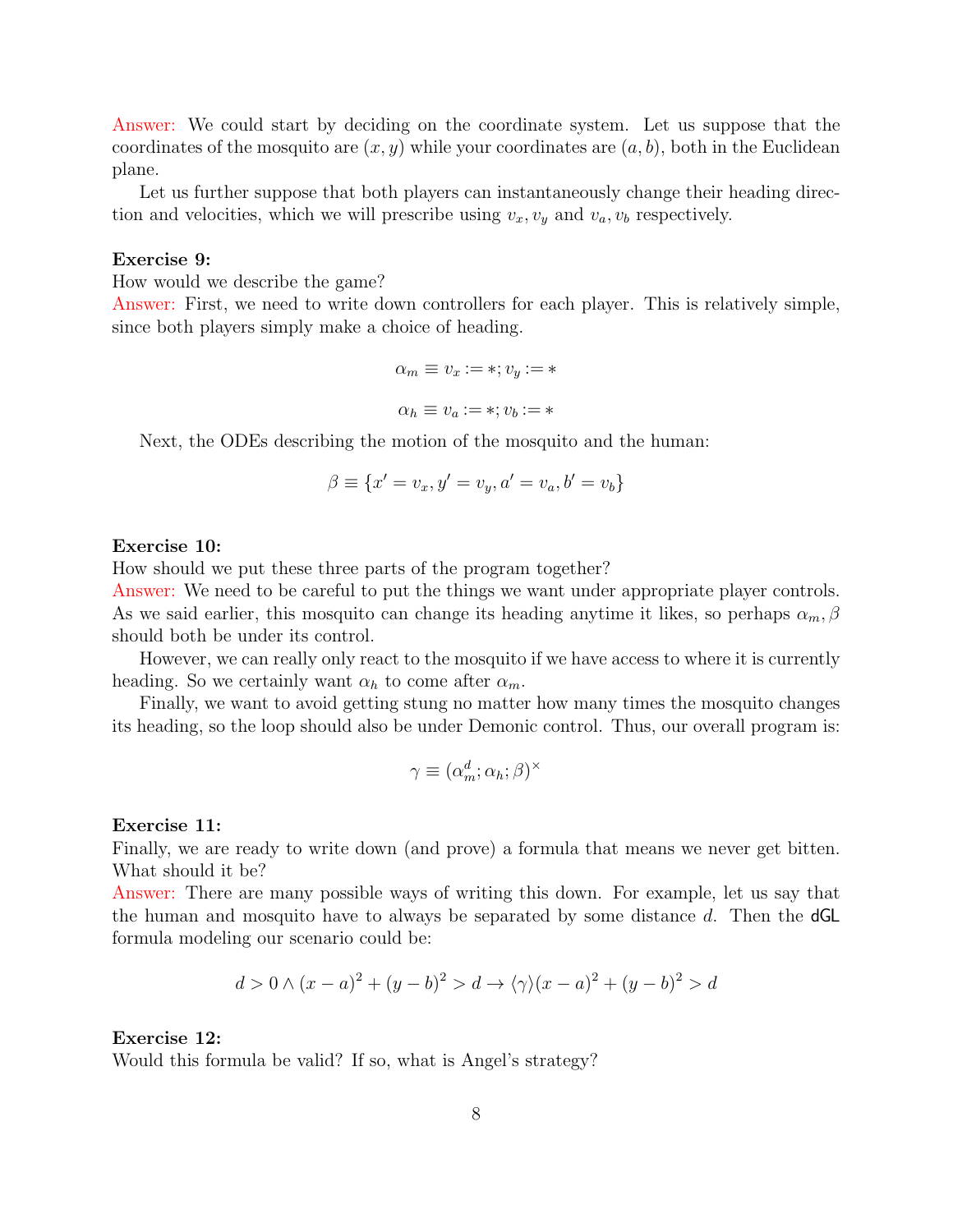Answer: We could start by deciding on the coordinate system. Let us suppose that the coordinates of the mosquito are $(x, y)$ while your coordinates are $(a, b)$, both in the Euclidean plane.

Let us further suppose that both players can instantaneously change their heading direction and velocities, which we will prescribe using $v_x, v_y$ and $v_a, v_b$ respectively.

**Exercise 9:**
How would we describe the game?
Answer: First, we need to write down controllers for each player. This is relatively simple, since both players simply make a choice of heading.

$$\alpha_m \equiv v_x := *; v_y := *$$

$$\alpha_h \equiv v_a := *; v_b := *$$

Next, the ODEs describing the motion of the mosquito and the human:

$$\beta \equiv \{x' = v_x, y' = v_y, a' = v_a, b' = v_b\}$$

**Exercise 10:**
How should we put these three parts of the program together?
Answer: We need to be careful to put the things we want under appropriate player controls. As we said earlier, this mosquito can change its heading anytime it likes, so perhaps $\alpha_m, \beta$ should both be under its control.

However, we can really only react to the mosquito if we have access to where it is currently heading. So we certainly want $\alpha_h$ to come after $\alpha_m$.

Finally, we want to avoid getting stung no matter how many times the mosquito changes its heading, so the loop should also be under Demonic control. Thus, our overall program is:

$$\gamma \equiv (\alpha_m^d; \alpha_h; \beta)^\times$$

**Exercise 11:**
Finally, we are ready to write down (and prove) a formula that means we never get bitten. What should it be?
Answer: There are many possible ways of writing this down. For example, let us say that the human and mosquito have to always be separated by some distance $d$. Then the dGL formula modeling our scenario could be:

$$d > 0 \wedge (x - a)^2 + (y - b)^2 > d \rightarrow \langle\gamma\rangle(x - a)^2 + (y - b)^2 > d$$

**Exercise 12:**
Would this formula be valid? If so, what is Angel's strategy?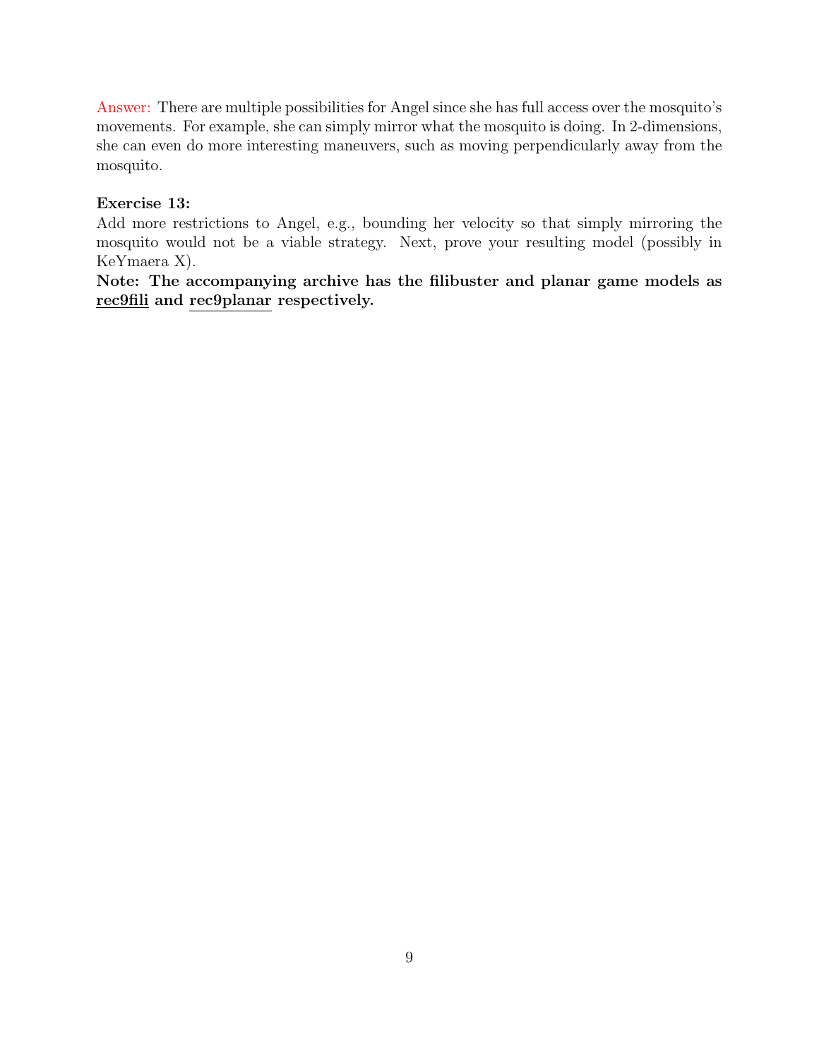Answer: There are multiple possibilities for Angel since she has full access over the mosquito's movements. For example, she can simply mirror what the mosquito is doing. In 2-dimensions, she can even do more interesting maneuvers, such as moving perpendicularly away from the mosquito.

**Exercise 13:**

Add more restrictions to Angel, e.g., bounding her velocity so that simply mirroring the mosquito would not be a viable strategy. Next, prove your resulting model (possibly in KeYmaera X).

**Note: The accompanying archive has the filibuster and planar game models as <u>rec9fili</u> and <u>rec9planar</u> respectively.**